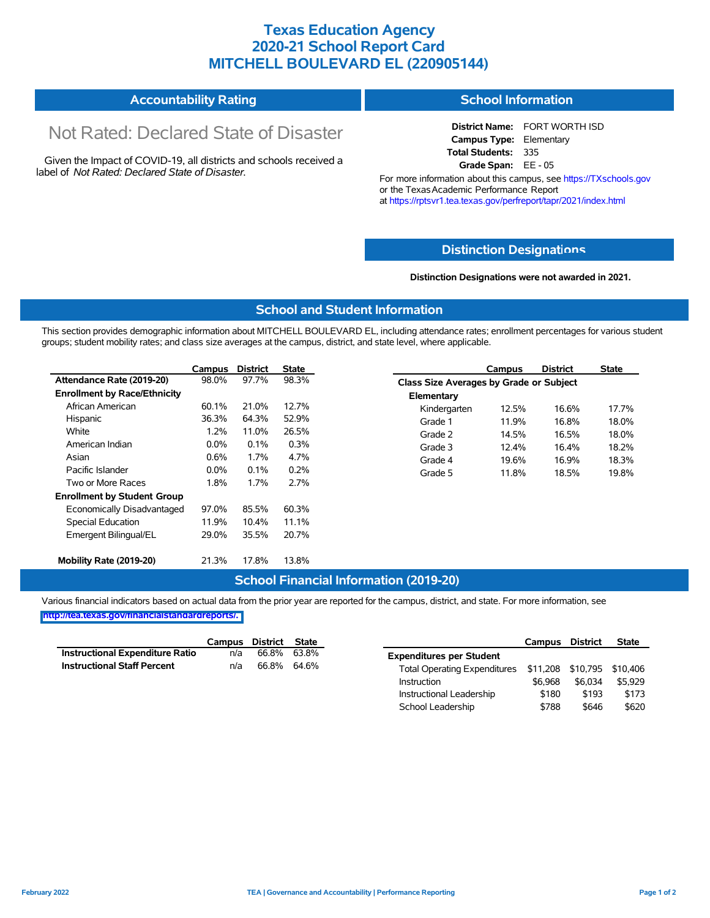# Texas Education Agency
# 2020-21 School Report Card
# MITCHELL BOULEVARD EL (220905144)

## Accountability Rating

Not Rated: Declared State of Disaster

Given the Impact of COVID-19, all districts and schools received a label of *Not Rated: Declared State of Disaster*.

## School Information

**District Name:** FORT WORTH ISD
**Campus Type:** Elementary
**Total Students:** 335
**Grade Span:** EE - 05

For more information about this campus, see https://TXschools.gov or the Texas Academic Performance Report at https://rptsvr1.tea.texas.gov/perfreport/tapr/2021/index.html

## Distinction Designations

**Distinction Designations were not awarded in 2021.**

## School and Student Information

This section provides demographic information about MITCHELL BOULEVARD EL, including attendance rates; enrollment percentages for various student groups; student mobility rates; and class size averages at the campus, district, and state level, where applicable.

| | Campus | District | State |
|---|---|---|---|
| **Attendance Rate (2019-20)** | 98.0% | 97.7% | 98.3% |
| **Enrollment by Race/Ethnicity** | | | |
| African American | 60.1% | 21.0% | 12.7% |
| Hispanic | 36.3% | 64.3% | 52.9% |
| White | 1.2% | 11.0% | 26.5% |
| American Indian | 0.0% | 0.1% | 0.3% |
| Asian | 0.6% | 1.7% | 4.7% |
| Pacific Islander | 0.0% | 0.1% | 0.2% |
| Two or More Races | 1.8% | 1.7% | 2.7% |
| **Enrollment by Student Group** | | | |
| Economically Disadvantaged | 97.0% | 85.5% | 60.3% |
| Special Education | 11.9% | 10.4% | 11.1% |
| Emergent Bilingual/EL | 29.0% | 35.5% | 20.7% |
| **Mobility Rate (2019-20)** | 21.3% | 17.8% | 13.8% |

| | Campus | District | State |
|---|---|---|---|
| **Class Size Averages by Grade or Subject** | | | |
| **Elementary** | | | |
| Kindergarten | 12.5% | 16.6% | 17.7% |
| Grade 1 | 11.9% | 16.8% | 18.0% |
| Grade 2 | 14.5% | 16.5% | 18.0% |
| Grade 3 | 12.4% | 16.4% | 18.2% |
| Grade 4 | 19.6% | 16.9% | 18.3% |
| Grade 5 | 11.8% | 18.5% | 19.8% |

## School Financial Information (2019-20)

Various financial indicators based on actual data from the prior year are reported for the campus, district, and state. For more information, see http://tea.texas.gov/financialstandardreports/.

| | Campus | District | State |
|---|---|---|---|
| **Instructional Expenditure Ratio** | n/a | 66.8% | 63.8% |
| **Instructional Staff Percent** | n/a | 66.8% | 64.6% |

| | Campus | District | State |
|---|---|---|---|
| **Expenditures per Student** | | | |
| Total Operating Expenditures | $11,208 | $10,795 | $10,406 |
| Instruction | $6,968 | $6,034 | $5,929 |
| Instructional Leadership | $180 | $193 | $173 |
| School Leadership | $788 | $646 | $620 |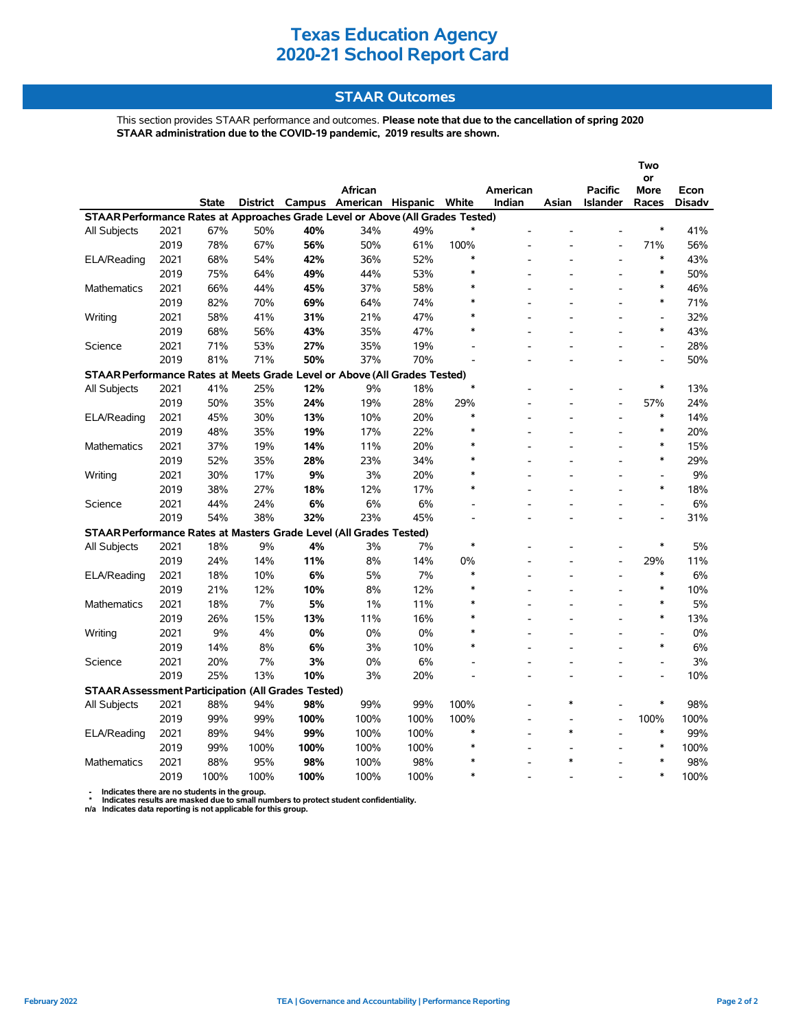# Texas Education Agency
# 2020-21 School Report Card

## STAAR Outcomes

This section provides STAAR performance and outcomes. **Please note that due to the cancellation of spring 2020 STAAR administration due to the COVID-19 pandemic, 2019 results are shown.**

| | | State | District | Campus | African American | Hispanic | White | American Indian | Asian | Pacific Islander | Two or More Races | Econ Disadv |
|---|---|---|---|---|---|---|---|---|---|---|---|---|
| **STAAR Performance Rates at Approaches Grade Level or Above (All Grades Tested)** | | | | | | | | | | | | |
| All Subjects | 2021 | 67% | 50% | **40%** | 34% | 49% | * | - | - | - | * | 41% |
| | 2019 | 78% | 67% | **56%** | 50% | 61% | 100% | - | - | - | 71% | 56% |
| ELA/Reading | 2021 | 68% | 54% | **42%** | 36% | 52% | * | - | - | - | * | 43% |
| | 2019 | 75% | 64% | **49%** | 44% | 53% | * | - | - | - | * | 50% |
| Mathematics | 2021 | 66% | 44% | **45%** | 37% | 58% | * | - | - | - | * | 46% |
| | 2019 | 82% | 70% | **69%** | 64% | 74% | * | - | - | - | * | 71% |
| Writing | 2021 | 58% | 41% | **31%** | 21% | 47% | * | - | - | - | - | 32% |
| | 2019 | 68% | 56% | **43%** | 35% | 47% | * | - | - | - | * | 43% |
| Science | 2021 | 71% | 53% | **27%** | 35% | 19% | - | - | - | - | - | 28% |
| | 2019 | 81% | 71% | **50%** | 37% | 70% | - | - | - | - | - | 50% |
| **STAAR Performance Rates at Meets Grade Level or Above (All Grades Tested)** | | | | | | | | | | | | |
| All Subjects | 2021 | 41% | 25% | **12%** | 9% | 18% | * | - | - | - | * | 13% |
| | 2019 | 50% | 35% | **24%** | 19% | 28% | 29% | - | - | - | 57% | 24% |
| ELA/Reading | 2021 | 45% | 30% | **13%** | 10% | 20% | * | - | - | - | * | 14% |
| | 2019 | 48% | 35% | **19%** | 17% | 22% | * | - | - | - | * | 20% |
| Mathematics | 2021 | 37% | 19% | **14%** | 11% | 20% | * | - | - | - | * | 15% |
| | 2019 | 52% | 35% | **28%** | 23% | 34% | * | - | - | - | * | 29% |
| Writing | 2021 | 30% | 17% | **9%** | 3% | 20% | * | - | - | - | - | 9% |
| | 2019 | 38% | 27% | **18%** | 12% | 17% | * | - | - | - | * | 18% |
| Science | 2021 | 44% | 24% | **6%** | 6% | 6% | - | - | - | - | - | 6% |
| | 2019 | 54% | 38% | **32%** | 23% | 45% | - | - | - | - | - | 31% |
| **STAAR Performance Rates at Masters Grade Level (All Grades Tested)** | | | | | | | | | | | | |
| All Subjects | 2021 | 18% | 9% | **4%** | 3% | 7% | * | - | - | - | * | 5% |
| | 2019 | 24% | 14% | **11%** | 8% | 14% | 0% | - | - | - | 29% | 11% |
| ELA/Reading | 2021 | 18% | 10% | **6%** | 5% | 7% | * | - | - | - | * | 6% |
| | 2019 | 21% | 12% | **10%** | 8% | 12% | * | - | - | - | * | 10% |
| Mathematics | 2021 | 18% | 7% | **5%** | 1% | 11% | * | - | - | - | * | 5% |
| | 2019 | 26% | 15% | **13%** | 11% | 16% | * | - | - | - | * | 13% |
| Writing | 2021 | 9% | 4% | **0%** | 0% | 0% | * | - | - | - | - | 0% |
| | 2019 | 14% | 8% | **6%** | 3% | 10% | * | - | - | - | * | 6% |
| Science | 2021 | 20% | 7% | **3%** | 0% | 6% | - | - | - | - | - | 3% |
| | 2019 | 25% | 13% | **10%** | 3% | 20% | - | - | - | - | - | 10% |
| **STAAR Assessment Participation (All Grades Tested)** | | | | | | | | | | | | |
| All Subjects | 2021 | 88% | 94% | **98%** | 99% | 99% | 100% | - | * | - | * | 98% |
| | 2019 | 99% | 99% | **100%** | 100% | 100% | 100% | - | - | - | 100% | 100% |
| ELA/Reading | 2021 | 89% | 94% | **99%** | 100% | 100% | * | - | * | - | * | 99% |
| | 2019 | 99% | 100% | **100%** | 100% | 100% | * | - | - | - | * | 100% |
| Mathematics | 2021 | 88% | 95% | **98%** | 100% | 98% | * | - | * | - | * | 98% |
| | 2019 | 100% | 100% | **100%** | 100% | 100% | * | - | - | - | * | 100% |

- Indicates there are no students in the group.
* Indicates results are masked due to small numbers to protect student confidentiality.
n/a Indicates data reporting is not applicable for this group.